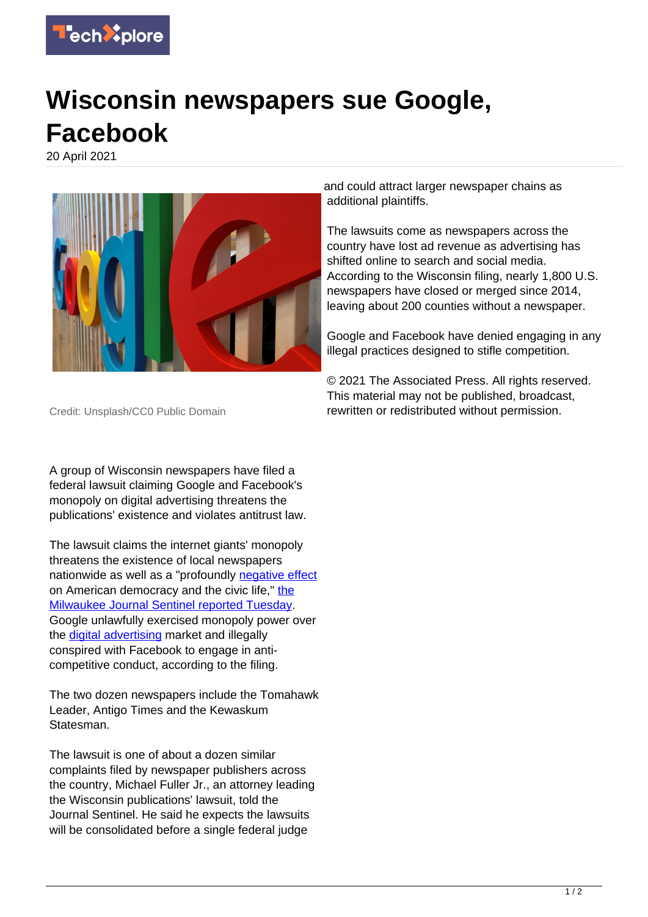# Wisconsin newspapers sue Google, Facebook

20 April 2021

Credit: Unsplash/CC0 Public Domain

A group of Wisconsin newspapers have filed a federal lawsuit claiming Google and Facebook's monopoly on digital advertising threatens the publications' existence and violates antitrust law.

The lawsuit claims the internet giants' monopoly threatens the existence of local newspapers nationwide as well as a "profoundly negative effect on American democracy and the civic life," the Milwaukee Journal Sentinel reported Tuesday. Google unlawfully exercised monopoly power over the digital advertising market and illegally conspired with Facebook to engage in anti-competitive conduct, according to the filing.

The two dozen newspapers include the Tomahawk Leader, Antigo Times and the Kewaskum Statesman.

The lawsuit is one of about a dozen similar complaints filed by newspaper publishers across the country, Michael Fuller Jr., an attorney leading the Wisconsin publications' lawsuit, told the Journal Sentinel. He said he expects the lawsuits will be consolidated before a single federal judge and could attract larger newspaper chains as additional plaintiffs.

The lawsuits come as newspapers across the country have lost ad revenue as advertising has shifted online to search and social media. According to the Wisconsin filing, nearly 1,800 U.S. newspapers have closed or merged since 2014, leaving about 200 counties without a newspaper.

Google and Facebook have denied engaging in any illegal practices designed to stifle competition.

© 2021 The Associated Press. All rights reserved. This material may not be published, broadcast, rewritten or redistributed without permission.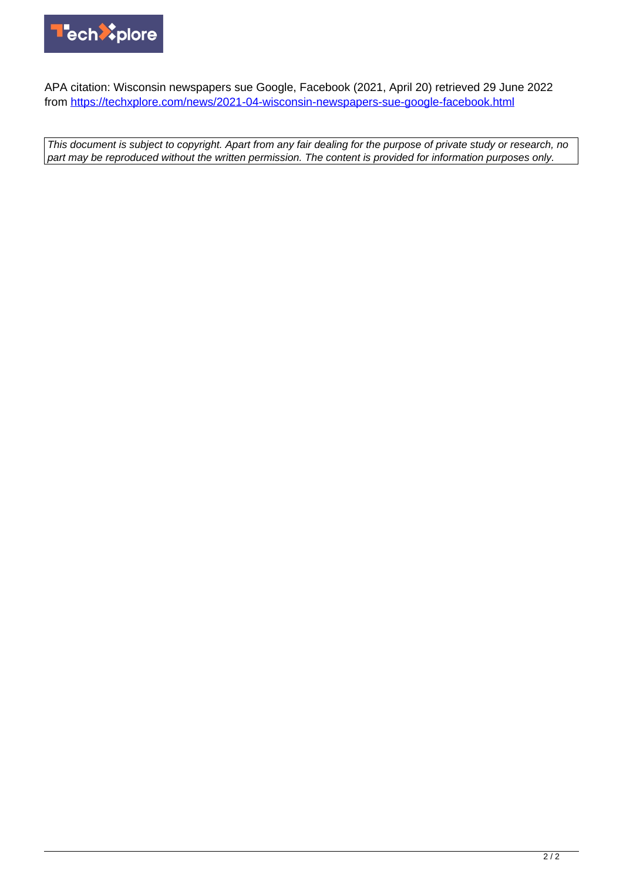APA citation: Wisconsin newspapers sue Google, Facebook (2021, April 20) retrieved 29 June 2022 from https://techxplore.com/news/2021-04-wisconsin-newspapers-sue-google-facebook.html

*This document is subject to copyright. Apart from any fair dealing for the purpose of private study or research, no part may be reproduced without the written permission. The content is provided for information purposes only.*